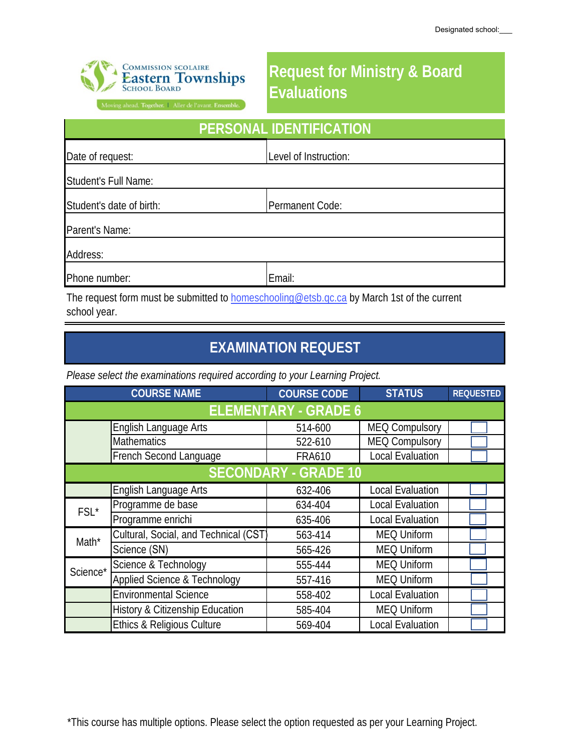Designated school:___

Commission scolaire Eastern Townships School Board

Moving ahead. Together. | Aller de l'avant. Ensemble.

# Request for Ministry & Board Evaluations

## PERSONAL IDENTIFICATION

| | |
|---|---|
| Date of request: | Level of Instruction: |
| Student's Full Name: | |
| Student's date of birth: | Permanent Code: |
| Parent's Name: | |
| Address: | |
| Phone number: | Email: |

The request form must be submitted to homeschooling@etsb.qc.ca by March 1st of the current school year.

## EXAMINATION REQUEST

*Please select the examinations required according to your Learning Project.*

| | COURSE NAME | COURSE CODE | STATUS | REQUESTED |
|---|---|---|---|---|
| **ELEMENTARY - GRADE 6** | | | | |
| | English Language Arts | 514-600 | MEQ Compulsory | ☐ |
| | Mathematics | 522-610 | MEQ Compulsory | ☐ |
| | French Second Language | FRA610 | Local Evaluation | ☐ |
| **SECONDARY - GRADE 10** | | | | |
| | English Language Arts | 632-406 | Local Evaluation | ☐ |
| FSL* | Programme de base | 634-404 | Local Evaluation | ☐ |
| | Programme enrichi | 635-406 | Local Evaluation | ☐ |
| Math* | Cultural, Social, and Technical (CST) | 563-414 | MEQ Uniform | ☐ |
| | Science (SN) | 565-426 | MEQ Uniform | ☐ |
| Science* | Science & Technology | 555-444 | MEQ Uniform | ☐ |
| | Applied Science & Technology | 557-416 | MEQ Uniform | ☐ |
| | Environmental Science | 558-402 | Local Evaluation | ☐ |
| | History & Citizenship Education | 585-404 | MEQ Uniform | ☐ |
| | Ethics & Religious Culture | 569-404 | Local Evaluation | ☐ |

*This course has multiple options. Please select the option requested as per your Learning Project.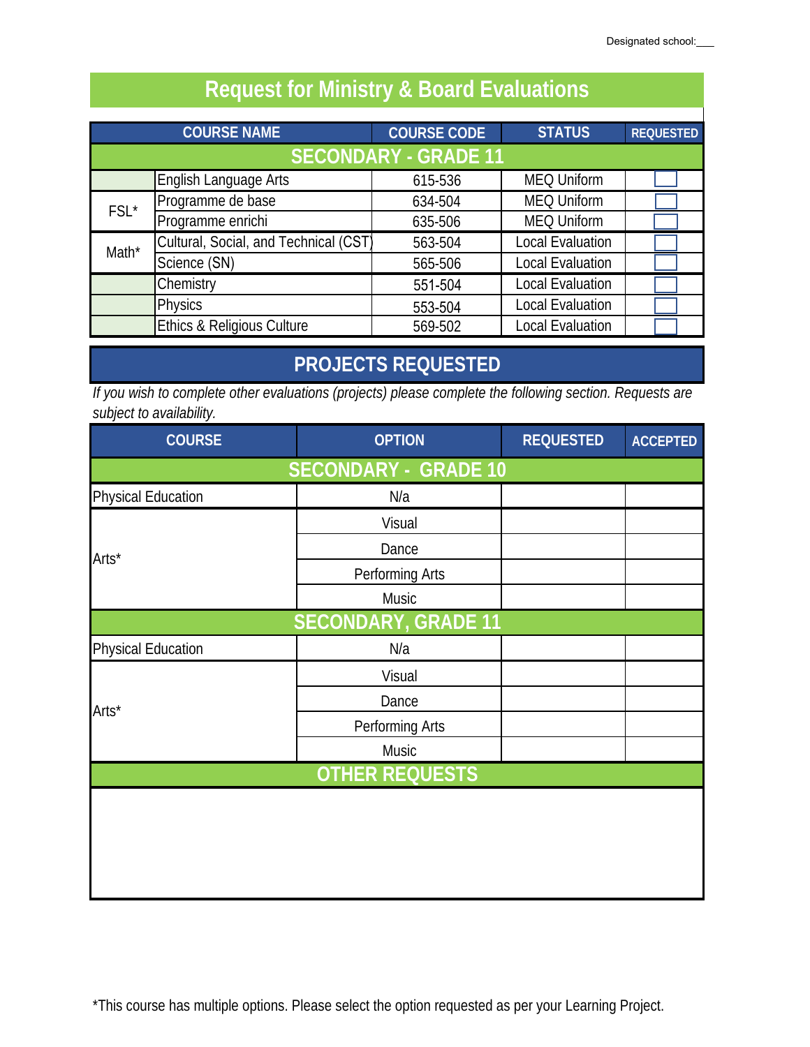Designated school:___

# Request for Ministry & Board Evaluations

| | COURSE NAME | COURSE CODE | STATUS | REQUESTED |
|---|---|---|---|---|
| **SECONDARY - GRADE 11** | | | | |
| | English Language Arts | 615-536 | MEQ Uniform | ☐ |
| FSL* | Programme de base | 634-504 | MEQ Uniform | ☐ |
| | Programme enrichi | 635-506 | MEQ Uniform | ☐ |
| Math* | Cultural, Social, and Technical (CST) | 563-504 | Local Evaluation | ☐ |
| | Science (SN) | 565-506 | Local Evaluation | ☐ |
| | Chemistry | 551-504 | Local Evaluation | ☐ |
| | Physics | 553-504 | Local Evaluation | ☐ |
| | Ethics & Religious Culture | 569-502 | Local Evaluation | ☐ |

## PROJECTS REQUESTED

*If you wish to complete other evaluations (projects) please complete the following section. Requests are subject to availability.*

| COURSE | OPTION | REQUESTED | ACCEPTED |
|---|---|---|---|
| **SECONDARY - GRADE 10** | | | |
| Physical Education | N/a | | |
| Arts* | Visual | | |
| | Dance | | |
| | Performing Arts | | |
| | Music | | |
| **SECONDARY, GRADE 11** | | | |
| Physical Education | N/a | | |
| Arts* | Visual | | |
| | Dance | | |
| | Performing Arts | | |
| | Music | | |
| **OTHER REQUESTS** | | | |
| | | | |

*This course has multiple options. Please select the option requested as per your Learning Project.